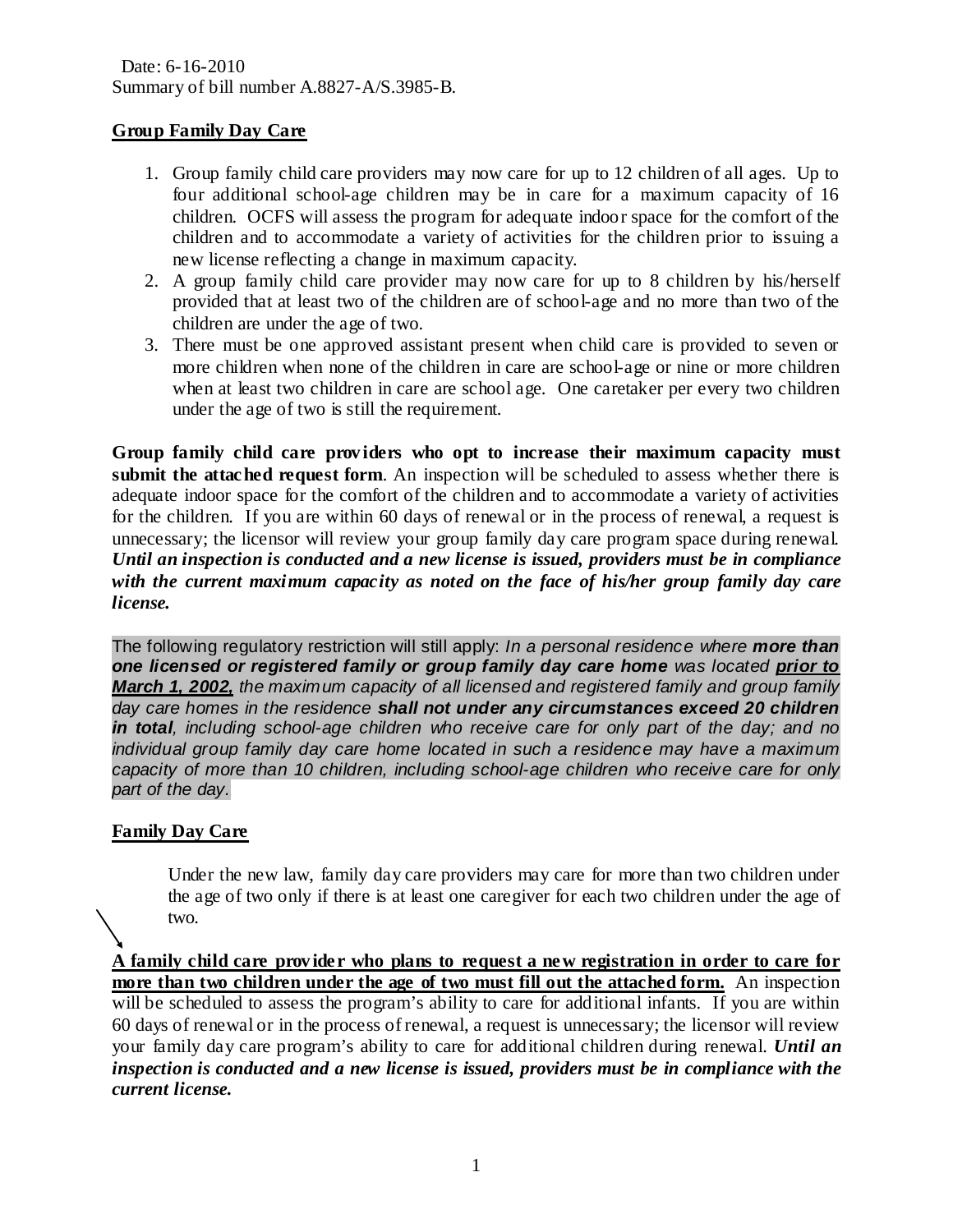Date: 6-16-2010
Summary of bill number A.8827-A/S.3985-B.

## Group Family Day Care

1. Group family child care providers may now care for up to 12 children of all ages. Up to four additional school-age children may be in care for a maximum capacity of 16 children. OCFS will assess the program for adequate indoor space for the comfort of the children and to accommodate a variety of activities for the children prior to issuing a new license reflecting a change in maximum capacity.
2. A group family child care provider may now care for up to 8 children by his/herself provided that at least two of the children are of school-age and no more than two of the children are under the age of two.
3. There must be one approved assistant present when child care is provided to seven or more children when none of the children in care are school-age or nine or more children when at least two children in care are school age. One caretaker per every two children under the age of two is still the requirement.

**Group family child care providers who opt to increase their maximum capacity must submit the attached request form**. An inspection will be scheduled to assess whether there is adequate indoor space for the comfort of the children and to accommodate a variety of activities for the children. If you are within 60 days of renewal or in the process of renewal, a request is unnecessary; the licensor will review your group family day care program space during renewal. ***Until an inspection is conducted and a new license is issued, providers must be in compliance with the current maximum capacity as noted on the face of his/her group family day care license.***

The following regulatory restriction will still apply: *In a personal residence where **more than one licensed or registered family or group family day care home** was located **prior to March 1, 2002,** the maximum capacity of all licensed and registered family and group family day care homes in the residence **shall not under any circumstances exceed 20 children in total**, including school-age children who receive care for only part of the day; and no individual group family day care home located in such a residence may have a maximum capacity of more than 10 children, including school-age children who receive care for only part of the day.*

## Family Day Care

Under the new law, family day care providers may care for more than two children under the age of two only if there is at least one caregiver for each two children under the age of two.

**A family child care provider who plans to request a new registration in order to care for more than two children under the age of two must fill out the attached form.** An inspection will be scheduled to assess the program's ability to care for additional infants. If you are within 60 days of renewal or in the process of renewal, a request is unnecessary; the licensor will review your family day care program's ability to care for additional children during renewal. ***Until an inspection is conducted and a new license is issued, providers must be in compliance with the current license.***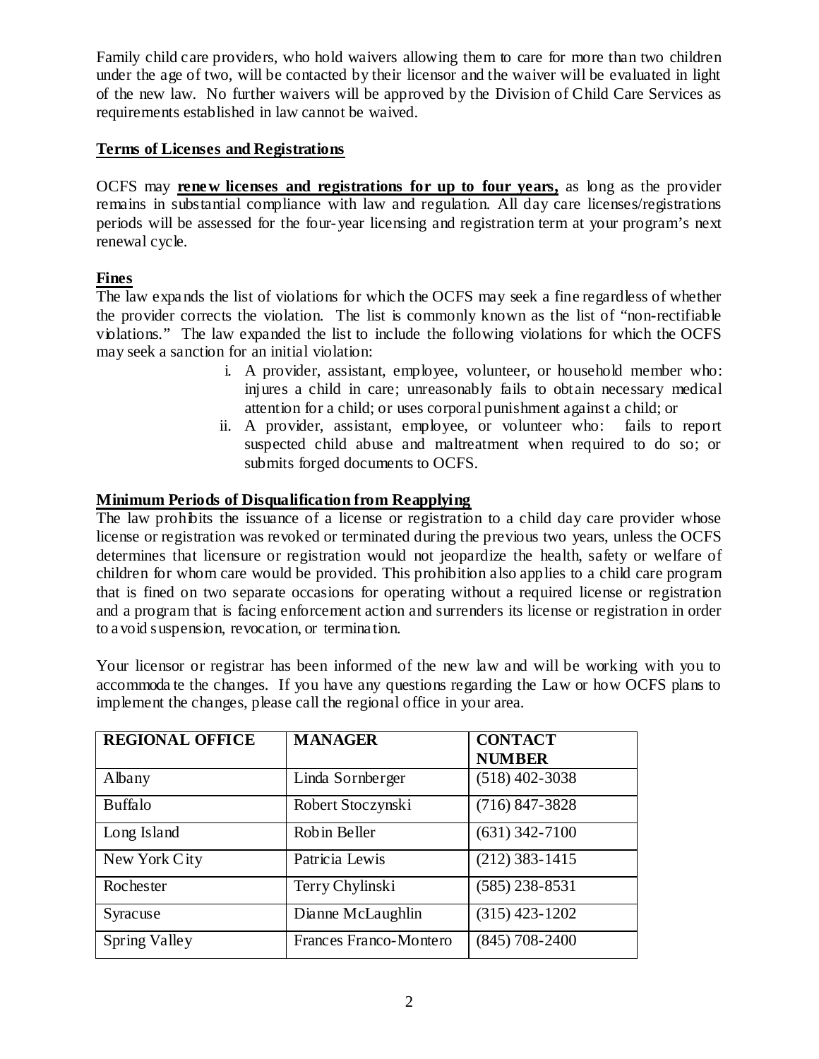Family child care providers, who hold waivers allowing them to care for more than two children under the age of two, will be contacted by their licensor and the waiver will be evaluated in light of the new law. No further waivers will be approved by the Division of Child Care Services as requirements established in law cannot be waived.

**Terms of Licenses and Registrations**

OCFS may **renew licenses and registrations for up to four years,** as long as the provider remains in substantial compliance with law and regulation. All day care licenses/registrations periods will be assessed for the four-year licensing and registration term at your program's next renewal cycle.

**Fines**

The law expands the list of violations for which the OCFS may seek a fine regardless of whether the provider corrects the violation. The list is commonly known as the list of "non-rectifiable violations." The law expanded the list to include the following violations for which the OCFS may seek a sanction for an initial violation:

i. A provider, assistant, employee, volunteer, or household member who: injures a child in care; unreasonably fails to obtain necessary medical attention for a child; or uses corporal punishment against a child; or
ii. A provider, assistant, employee, or volunteer who: fails to report suspected child abuse and maltreatment when required to do so; or submits forged documents to OCFS.

**Minimum Periods of Disqualification from Reapplying**

The law prohibits the issuance of a license or registration to a child day care provider whose license or registration was revoked or terminated during the previous two years, unless the OCFS determines that licensure or registration would not jeopardize the health, safety or welfare of children for whom care would be provided. This prohibition also applies to a child care program that is fined on two separate occasions for operating without a required license or registration and a program that is facing enforcement action and surrenders its license or registration in order to avoid suspension, revocation, or termination.

Your licensor or registrar has been informed of the new law and will be working with you to accommodate the changes. If you have any questions regarding the Law or how OCFS plans to implement the changes, please call the regional office in your area.

| REGIONAL OFFICE | MANAGER | CONTACT NUMBER |
|---|---|---|
| Albany | Linda Sornberger | (518) 402-3038 |
| Buffalo | Robert Stoczynski | (716) 847-3828 |
| Long Island | Robin Beller | (631) 342-7100 |
| New York City | Patricia Lewis | (212) 383-1415 |
| Rochester | Terry Chylinski | (585) 238-8531 |
| Syracuse | Dianne McLaughlin | (315) 423-1202 |
| Spring Valley | Frances Franco-Montero | (845) 708-2400 |